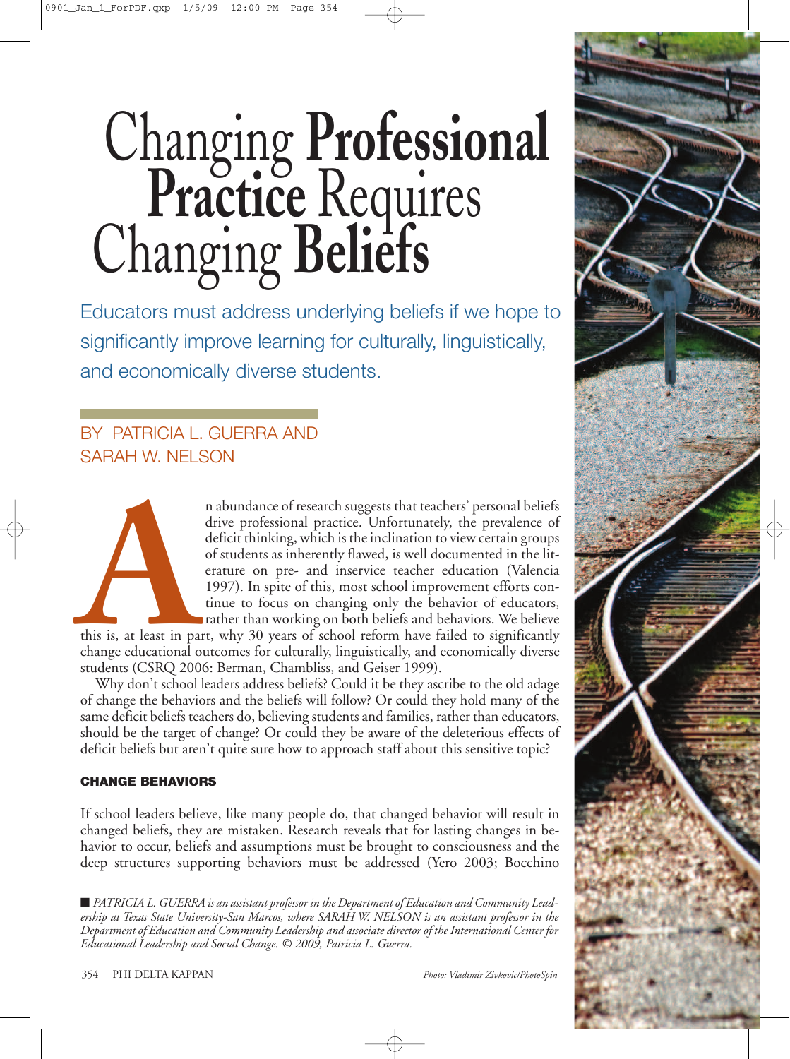# Changing Professional Practice Requires Changing Beliefs

Educators must address underlying beliefs if we hope to significantly improve learning for culturally, linguistically, and economically diverse students.

BY PATRICIA L. GUERRA AND SARAH W. NELSON

An abundance of research suggests that teachers' personal beliefs drive professional practice. Unfortunately, the prevalence of deficit thinking, which is the inclination to view certain groups of students as inherently flawed, is well documented in the literature on pre- and inservice teacher education (Valencia 1997). In spite of this, most school improvement efforts continue to focus on changing only the behavior of educators, rather than working on both beliefs and behaviors. We believe this is, at least in part, why 30 years of school reform have failed to significantly change educational outcomes for culturally, linguistically, and economically diverse students (CSRQ 2006: Berman, Chambliss, and Geiser 1999).

Why don't school leaders address beliefs? Could it be they ascribe to the old adage of change the behaviors and the beliefs will follow? Or could they hold many of the same deficit beliefs teachers do, believing students and families, rather than educators, should be the target of change? Or could they be aware of the deleterious effects of deficit beliefs but aren't quite sure how to approach staff about this sensitive topic?

### CHANGE BEHAVIORS

If school leaders believe, like many people do, that changed behavior will result in changed beliefs, they are mistaken. Research reveals that for lasting changes in behavior to occur, beliefs and assumptions must be brought to consciousness and the deep structures supporting behaviors must be addressed (Yero 2003; Bocchino

■ *PATRICIA L. GUERRA is an assistant professor in the Department of Education and Community Leadership at Texas State University-San Marcos, where SARAH W. NELSON is an assistant professor in the Department of Education and Community Leadership and associate director of the International Center for Educational Leadership and Social Change. © 2009, Patricia L. Guerra.*

*Photo: Vladimir Zivkovic/PhotoSpin*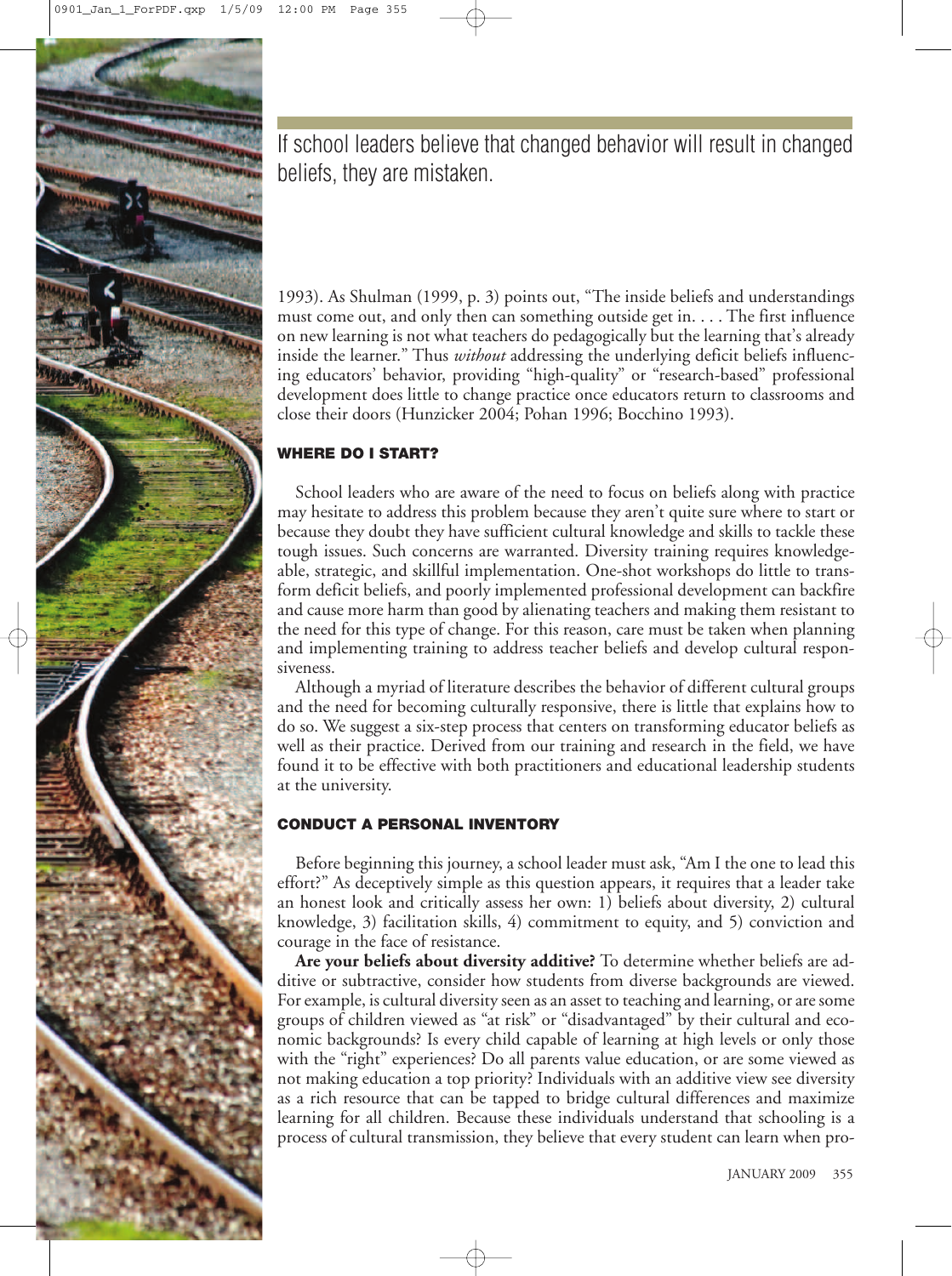If school leaders believe that changed behavior will result in changed beliefs, they are mistaken.

1993). As Shulman (1999, p. 3) points out, "The inside beliefs and understandings must come out, and only then can something outside get in. . . . The first influence on new learning is not what teachers do pedagogically but the learning that's already inside the learner." Thus *without* addressing the underlying deficit beliefs influencing educators' behavior, providing "high-quality" or "research-based" professional development does little to change practice once educators return to classrooms and close their doors (Hunzicker 2004; Pohan 1996; Bocchino 1993).

### WHERE DO I START?

School leaders who are aware of the need to focus on beliefs along with practice may hesitate to address this problem because they aren't quite sure where to start or because they doubt they have sufficient cultural knowledge and skills to tackle these tough issues. Such concerns are warranted. Diversity training requires knowledgeable, strategic, and skillful implementation. One-shot workshops do little to transform deficit beliefs, and poorly implemented professional development can backfire and cause more harm than good by alienating teachers and making them resistant to the need for this type of change. For this reason, care must be taken when planning and implementing training to address teacher beliefs and develop cultural responsiveness.

Although a myriad of literature describes the behavior of different cultural groups and the need for becoming culturally responsive, there is little that explains how to do so. We suggest a six-step process that centers on transforming educator beliefs as well as their practice. Derived from our training and research in the field, we have found it to be effective with both practitioners and educational leadership students at the university.

### CONDUCT A PERSONAL INVENTORY

Before beginning this journey, a school leader must ask, "Am I the one to lead this effort?" As deceptively simple as this question appears, it requires that a leader take an honest look and critically assess her own: 1) beliefs about diversity, 2) cultural knowledge, 3) facilitation skills, 4) commitment to equity, and 5) conviction and courage in the face of resistance.

**Are your beliefs about diversity additive?** To determine whether beliefs are additive or subtractive, consider how students from diverse backgrounds are viewed. For example, is cultural diversity seen as an asset to teaching and learning, or are some groups of children viewed as "at risk" or "disadvantaged" by their cultural and economic backgrounds? Is every child capable of learning at high levels or only those with the "right" experiences? Do all parents value education, or are some viewed as not making education a top priority? Individuals with an additive view see diversity as a rich resource that can be tapped to bridge cultural differences and maximize learning for all children. Because these individuals understand that schooling is a process of cultural transmission, they believe that every student can learn when pro-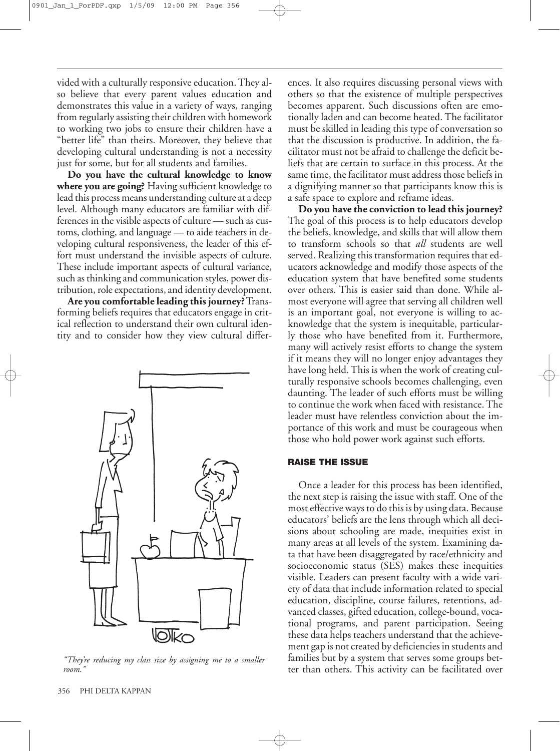vided with a culturally responsive education. They also believe that every parent values education and demonstrates this value in a variety of ways, ranging from regularly assisting their children with homework to working two jobs to ensure their children have a "better life" than theirs. Moreover, they believe that developing cultural understanding is not a necessity just for some, but for all students and families.

**Do you have the cultural knowledge to know where you are going?** Having sufficient knowledge to lead this process means understanding culture at a deep level. Although many educators are familiar with differences in the visible aspects of culture — such as customs, clothing, and language — to aide teachers in developing cultural responsiveness, the leader of this effort must understand the invisible aspects of culture. These include important aspects of cultural variance, such as thinking and communication styles, power distribution, role expectations, and identity development.

**Are you comfortable leading this journey?** Transforming beliefs requires that educators engage in critical reflection to understand their own cultural identity and to consider how they view cultural differences. It also requires discussing personal views with others so that the existence of multiple perspectives becomes apparent. Such discussions often are emotionally laden and can become heated. The facilitator must be skilled in leading this type of conversation so that the discussion is productive. In addition, the facilitator must not be afraid to challenge the deficit beliefs that are certain to surface in this process. At the same time, the facilitator must address those beliefs in a dignifying manner so that participants know this is a safe space to explore and reframe ideas.

*"They're reducing my class size by assigning me to a smaller room."*

**Do you have the conviction to lead this journey?** The goal of this process is to help educators develop the beliefs, knowledge, and skills that will allow them to transform schools so that *all* students are well served. Realizing this transformation requires that educators acknowledge and modify those aspects of the education system that have benefited some students over others. This is easier said than done. While almost everyone will agree that serving all children well is an important goal, not everyone is willing to acknowledge that the system is inequitable, particularly those who have benefited from it. Furthermore, many will actively resist efforts to change the system if it means they will no longer enjoy advantages they have long held. This is when the work of creating culturally responsive schools becomes challenging, even daunting. The leader of such efforts must be willing to continue the work when faced with resistance. The leader must have relentless conviction about the importance of this work and must be courageous when those who hold power work against such efforts.

## RAISE THE ISSUE

Once a leader for this process has been identified, the next step is raising the issue with staff. One of the most effective ways to do this is by using data. Because educators' beliefs are the lens through which all decisions about schooling are made, inequities exist in many areas at all levels of the system. Examining data that have been disaggregated by race/ethnicity and socioeconomic status (SES) makes these inequities visible. Leaders can present faculty with a wide variety of data that include information related to special education, discipline, course failures, retentions, advanced classes, gifted education, college-bound, vocational programs, and parent participation. Seeing these data helps teachers understand that the achievement gap is not created by deficiencies in students and families but by a system that serves some groups better than others. This activity can be facilitated over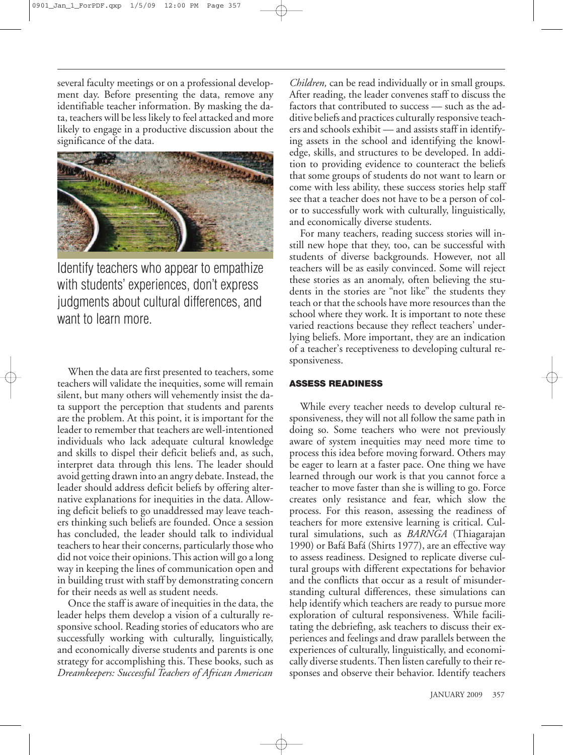several faculty meetings or on a professional development day. Before presenting the data, remove any identifiable teacher information. By masking the data, teachers will be less likely to feel attacked and more likely to engage in a productive discussion about the significance of the data.

Identify teachers who appear to empathize with students' experiences, don't express judgments about cultural differences, and want to learn more.

When the data are first presented to teachers, some teachers will validate the inequities, some will remain silent, but many others will vehemently insist the data support the perception that students and parents are the problem. At this point, it is important for the leader to remember that teachers are well-intentioned individuals who lack adequate cultural knowledge and skills to dispel their deficit beliefs and, as such, interpret data through this lens. The leader should avoid getting drawn into an angry debate. Instead, the leader should address deficit beliefs by offering alternative explanations for inequities in the data. Allowing deficit beliefs to go unaddressed may leave teachers thinking such beliefs are founded. Once a session has concluded, the leader should talk to individual teachers to hear their concerns, particularly those who did not voice their opinions. This action will go a long way in keeping the lines of communication open and in building trust with staff by demonstrating concern for their needs as well as student needs.

Once the staff is aware of inequities in the data, the leader helps them develop a vision of a culturally responsive school. Reading stories of educators who are successfully working with culturally, linguistically, and economically diverse students and parents is one strategy for accomplishing this. These books, such as *Dreamkeepers: Successful Teachers of African American Children,* can be read individually or in small groups. After reading, the leader convenes staff to discuss the factors that contributed to success — such as the additive beliefs and practices culturally responsive teachers and schools exhibit — and assists staff in identifying assets in the school and identifying the knowledge, skills, and structures to be developed. In addition to providing evidence to counteract the beliefs that some groups of students do not want to learn or come with less ability, these success stories help staff see that a teacher does not have to be a person of color to successfully work with culturally, linguistically, and economically diverse students.

For many teachers, reading success stories will instill new hope that they, too, can be successful with students of diverse backgrounds. However, not all teachers will be as easily convinced. Some will reject these stories as an anomaly, often believing the students in the stories are "not like" the students they teach or that the schools have more resources than the school where they work. It is important to note these varied reactions because they reflect teachers' underlying beliefs. More important, they are an indication of a teacher's receptiveness to developing cultural responsiveness.

## ASSESS READINESS

While every teacher needs to develop cultural responsiveness, they will not all follow the same path in doing so. Some teachers who were not previously aware of system inequities may need more time to process this idea before moving forward. Others may be eager to learn at a faster pace. One thing we have learned through our work is that you cannot force a teacher to move faster than she is willing to go. Force creates only resistance and fear, which slow the process. For this reason, assessing the readiness of teachers for more extensive learning is critical. Cultural simulations, such as *BARNGA* (Thiagarajan 1990) or Bafá Bafá (Shirts 1977), are an effective way to assess readiness. Designed to replicate diverse cultural groups with different expectations for behavior and the conflicts that occur as a result of misunderstanding cultural differences, these simulations can help identify which teachers are ready to pursue more exploration of cultural responsiveness. While facilitating the debriefing, ask teachers to discuss their experiences and feelings and draw parallels between the experiences of culturally, linguistically, and economically diverse students. Then listen carefully to their responses and observe their behavior. Identify teachers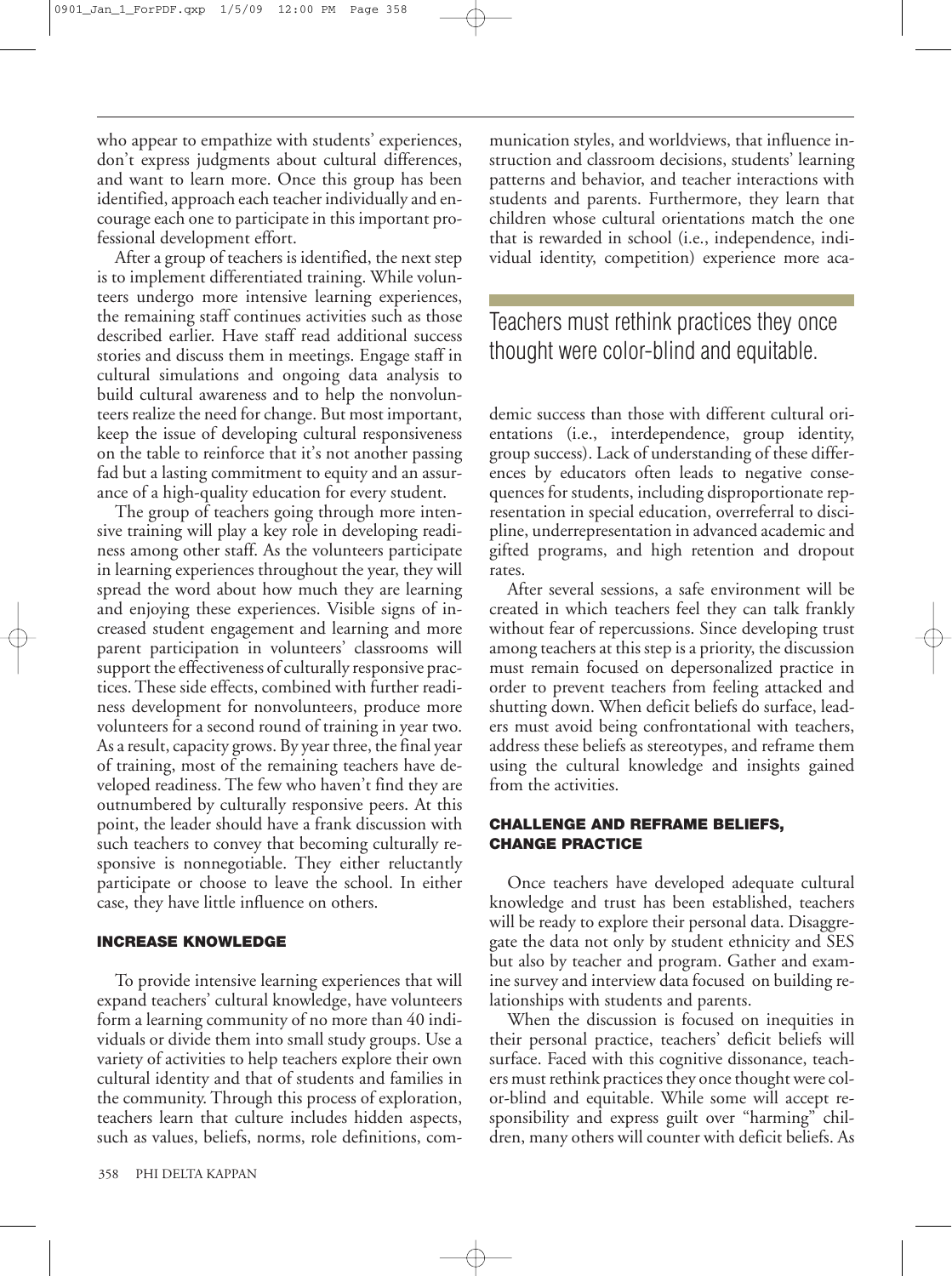who appear to empathize with students' experiences, don't express judgments about cultural differences, and want to learn more. Once this group has been identified, approach each teacher individually and encourage each one to participate in this important professional development effort.

After a group of teachers is identified, the next step is to implement differentiated training. While volunteers undergo more intensive learning experiences, the remaining staff continues activities such as those described earlier. Have staff read additional success stories and discuss them in meetings. Engage staff in cultural simulations and ongoing data analysis to build cultural awareness and to help the nonvolunteers realize the need for change. But most important, keep the issue of developing cultural responsiveness on the table to reinforce that it's not another passing fad but a lasting commitment to equity and an assurance of a high-quality education for every student.

The group of teachers going through more intensive training will play a key role in developing readiness among other staff. As the volunteers participate in learning experiences throughout the year, they will spread the word about how much they are learning and enjoying these experiences. Visible signs of increased student engagement and learning and more parent participation in volunteers' classrooms will support the effectiveness of culturally responsive practices. These side effects, combined with further readiness development for nonvolunteers, produce more volunteers for a second round of training in year two. As a result, capacity grows. By year three, the final year of training, most of the remaining teachers have developed readiness. The few who haven't find they are outnumbered by culturally responsive peers. At this point, the leader should have a frank discussion with such teachers to convey that becoming culturally responsive is nonnegotiable. They either reluctantly participate or choose to leave the school. In either case, they have little influence on others.

## INCREASE KNOWLEDGE

To provide intensive learning experiences that will expand teachers' cultural knowledge, have volunteers form a learning community of no more than 40 individuals or divide them into small study groups. Use a variety of activities to help teachers explore their own cultural identity and that of students and families in the community. Through this process of exploration, teachers learn that culture includes hidden aspects, such as values, beliefs, norms, role definitions, communication styles, and worldviews, that influence instruction and classroom decisions, students' learning patterns and behavior, and teacher interactions with students and parents. Furthermore, they learn that children whose cultural orientations match the one that is rewarded in school (i.e., independence, individual identity, competition) experience more academic success than those with different cultural orientations (i.e., interdependence, group identity, group success). Lack of understanding of these differences by educators often leads to negative consequences for students, including disproportionate representation in special education, overreferral to discipline, underrepresentation in advanced academic and gifted programs, and high retention and dropout rates.

> Teachers must rethink practices they once thought were color-blind and equitable.

After several sessions, a safe environment will be created in which teachers feel they can talk frankly without fear of repercussions. Since developing trust among teachers at this step is a priority, the discussion must remain focused on depersonalized practice in order to prevent teachers from feeling attacked and shutting down. When deficit beliefs do surface, leaders must avoid being confrontational with teachers, address these beliefs as stereotypes, and reframe them using the cultural knowledge and insights gained from the activities.

## CHALLENGE AND REFRAME BELIEFS, CHANGE PRACTICE

Once teachers have developed adequate cultural knowledge and trust has been established, teachers will be ready to explore their personal data. Disaggregate the data not only by student ethnicity and SES but also by teacher and program. Gather and examine survey and interview data focused on building relationships with students and parents.

When the discussion is focused on inequities in their personal practice, teachers' deficit beliefs will surface. Faced with this cognitive dissonance, teachers must rethink practices they once thought were color-blind and equitable. While some will accept responsibility and express guilt over "harming" children, many others will counter with deficit beliefs. As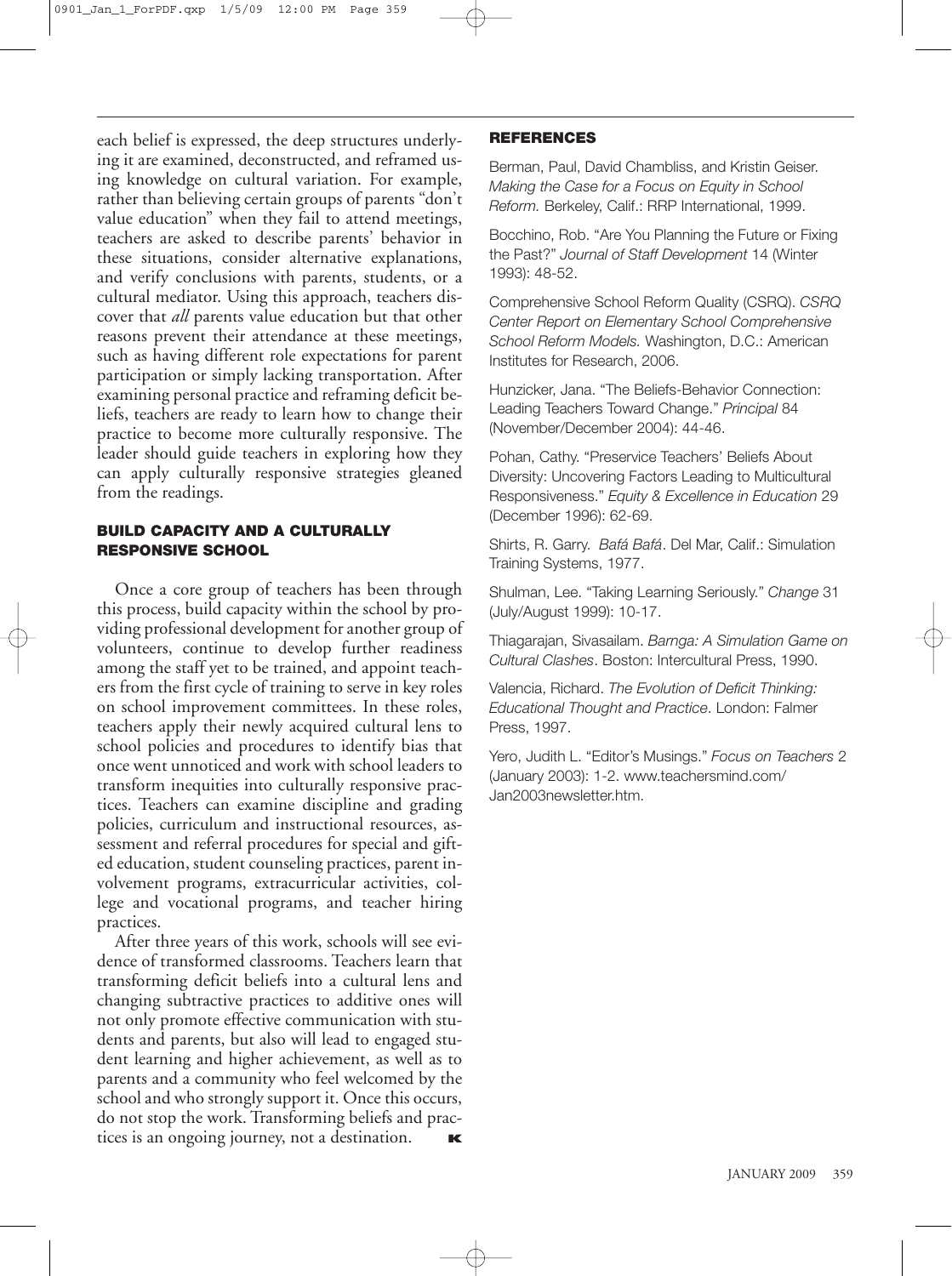each belief is expressed, the deep structures underlying it are examined, deconstructed, and reframed using knowledge on cultural variation. For example, rather than believing certain groups of parents "don't value education" when they fail to attend meetings, teachers are asked to describe parents' behavior in these situations, consider alternative explanations, and verify conclusions with parents, students, or a cultural mediator. Using this approach, teachers discover that *all* parents value education but that other reasons prevent their attendance at these meetings, such as having different role expectations for parent participation or simply lacking transportation. After examining personal practice and reframing deficit beliefs, teachers are ready to learn how to change their practice to become more culturally responsive. The leader should guide teachers in exploring how they can apply culturally responsive strategies gleaned from the readings.

## BUILD CAPACITY AND A CULTURALLY RESPONSIVE SCHOOL

Once a core group of teachers has been through this process, build capacity within the school by providing professional development for another group of volunteers, continue to develop further readiness among the staff yet to be trained, and appoint teachers from the first cycle of training to serve in key roles on school improvement committees. In these roles, teachers apply their newly acquired cultural lens to school policies and procedures to identify bias that once went unnoticed and work with school leaders to transform inequities into culturally responsive practices. Teachers can examine discipline and grading policies, curriculum and instructional resources, assessment and referral procedures for special and gifted education, student counseling practices, parent involvement programs, extracurricular activities, college and vocational programs, and teacher hiring practices.

After three years of this work, schools will see evidence of transformed classrooms. Teachers learn that transforming deficit beliefs into a cultural lens and changing subtractive practices to additive ones will not only promote effective communication with students and parents, but also will lead to engaged student learning and higher achievement, as well as to parents and a community who feel welcomed by the school and who strongly support it. Once this occurs, do not stop the work. Transforming beliefs and practices is an ongoing journey, not a destination.

## REFERENCES

Berman, Paul, David Chambliss, and Kristin Geiser. *Making the Case for a Focus on Equity in School Reform.* Berkeley, Calif.: RRP International, 1999.

Bocchino, Rob. "Are You Planning the Future or Fixing the Past?" *Journal of Staff Development* 14 (Winter 1993): 48-52.

Comprehensive School Reform Quality (CSRQ). *CSRQ Center Report on Elementary School Comprehensive School Reform Models.* Washington, D.C.: American Institutes for Research, 2006.

Hunzicker, Jana. "The Beliefs-Behavior Connection: Leading Teachers Toward Change." *Principal* 84 (November/December 2004): 44-46.

Pohan, Cathy. "Preservice Teachers' Beliefs About Diversity: Uncovering Factors Leading to Multicultural Responsiveness." *Equity & Excellence in Education* 29 (December 1996): 62-69.

Shirts, R. Garry. *Bafá Bafá*. Del Mar, Calif.: Simulation Training Systems, 1977.

Shulman, Lee. "Taking Learning Seriously." *Change* 31 (July/August 1999): 10-17.

Thiagarajan, Sivasailam. *Barnga: A Simulation Game on Cultural Clashes*. Boston: Intercultural Press, 1990.

Valencia, Richard. *The Evolution of Deficit Thinking: Educational Thought and Practice*. London: Falmer Press, 1997.

Yero, Judith L. "Editor's Musings." *Focus on Teachers* 2 (January 2003): 1-2. www.teachersmind.com/Jan2003newsletter.htm.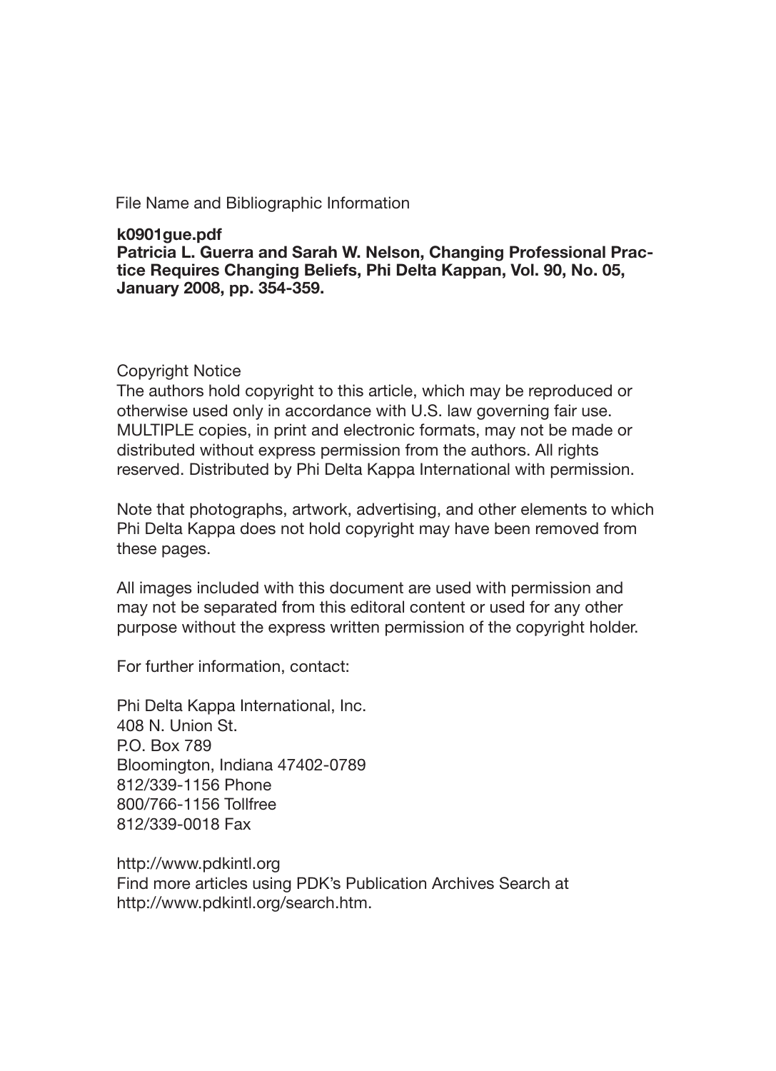File Name and Bibliographic Information

**k0901gue.pdf**
**Patricia L. Guerra and Sarah W. Nelson, Changing Professional Practice Requires Changing Beliefs, Phi Delta Kappan, Vol. 90, No. 05, January 2008, pp. 354-359.**

Copyright Notice
The authors hold copyright to this article, which may be reproduced or otherwise used only in accordance with U.S. law governing fair use. MULTIPLE copies, in print and electronic formats, may not be made or distributed without express permission from the authors. All rights reserved. Distributed by Phi Delta Kappa International with permission.

Note that photographs, artwork, advertising, and other elements to which Phi Delta Kappa does not hold copyright may have been removed from these pages.

All images included with this document are used with permission and may not be separated from this editoral content or used for any other purpose without the express written permission of the copyright holder.

For further information, contact:

Phi Delta Kappa International, Inc.
408 N. Union St.
P.O. Box 789
Bloomington, Indiana 47402-0789
812/339-1156 Phone
800/766-1156 Tollfree
812/339-0018 Fax

http://www.pdkintl.org
Find more articles using PDK's Publication Archives Search at
http://www.pdkintl.org/search.htm.